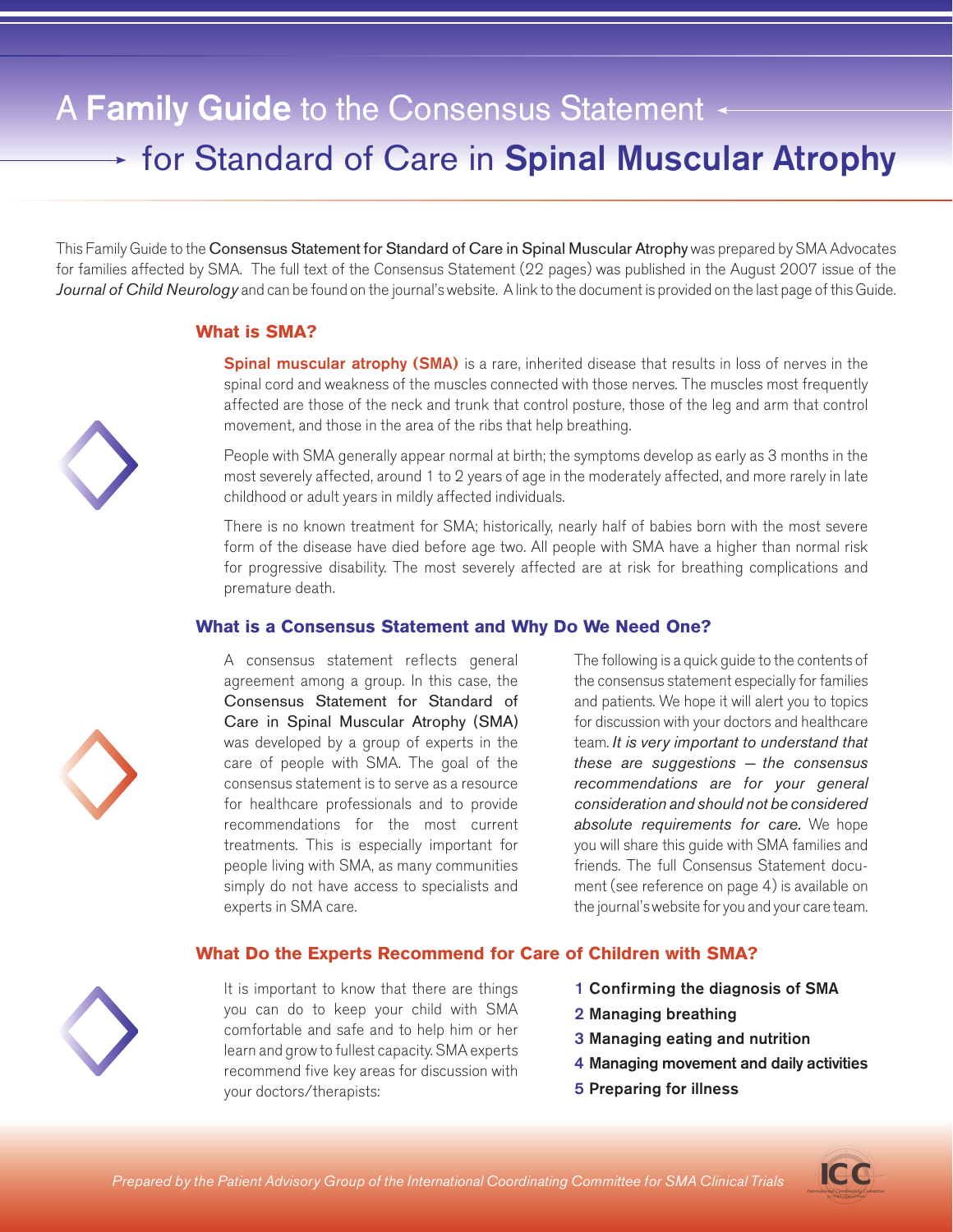# A **Family Guide** to the Consensus Statement for Standard of Care in **Spinal Muscular Atrophy**

This Family Guide to the Consensus Statement for Standard of Care in Spinal Muscular Atrophy was prepared by SMA Advocates for families affected by SMA. The full text of the Consensus Statement (22 pages) was published in the August 2007 issue of the *Journal of Child Neurology* and can be found on the journal's website. A link to the document is provided on the last page of this Guide.

## What is SMA?

**Spinal muscular atrophy (SMA)** is a rare, inherited disease that results in loss of nerves in the spinal cord and weakness of the muscles connected with those nerves. The muscles most frequently affected are those of the neck and trunk that control posture, those of the leg and arm that control movement, and those in the area of the ribs that help breathing.

People with SMA generally appear normal at birth; the symptoms develop as early as 3 months in the most severely affected, around 1 to 2 years of age in the moderately affected, and more rarely in late childhood or adult years in mildly affected individuals.

There is no known treatment for SMA; historically, nearly half of babies born with the most severe form of the disease have died before age two. All people with SMA have a higher than normal risk for progressive disability. The most severely affected are at risk for breathing complications and premature death.

## What is a Consensus Statement and Why Do We Need One?

A consensus statement reflects general agreement among a group. In this case, the Consensus Statement for Standard of Care in Spinal Muscular Atrophy (SMA) was developed by a group of experts in the care of people with SMA. The goal of the consensus statement is to serve as a resource for healthcare professionals and to provide recommendations for the most current treatments. This is especially important for people living with SMA, as many communities simply do not have access to specialists and experts in SMA care.

The following is a quick guide to the contents of the consensus statement especially for families and patients. We hope it will alert you to topics for discussion with your doctors and healthcare team. *It is very important to understand that these are suggestions – the consensus recommendations are for your general consideration and should not be considered absolute requirements for care.* We hope you will share this guide with SMA families and friends. The full Consensus Statement document (see reference on page 4) is available on the journal's website for you and your care team.

## What Do the Experts Recommend for Care of Children with SMA?

It is important to know that there are things you can do to keep your child with SMA comfortable and safe and to help him or her learn and grow to fullest capacity. SMA experts recommend five key areas for discussion with your doctors/therapists:

1. **Confirming the diagnosis of SMA**
2. **Managing breathing**
3. **Managing eating and nutrition**
4. **Managing movement and daily activities**
5. **Preparing for illness**

*Prepared by the Patient Advisory Group of the International Coordinating Committee for SMA Clinical Trials*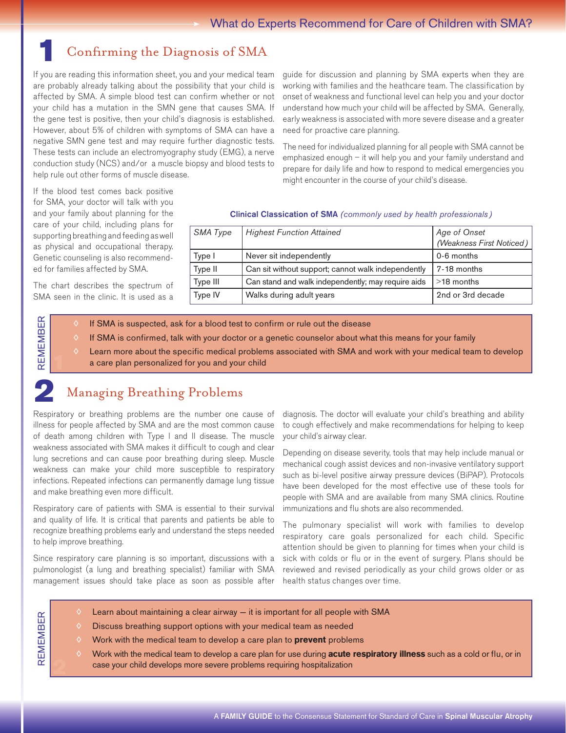## 1 Confirming the Diagnosis of SMA

If you are reading this information sheet, you and your medical team are probably already talking about the possibility that your child is affected by SMA. A simple blood test can confirm whether or not your child has a mutation in the SMN gene that causes SMA. If the gene test is positive, then your child's diagnosis is established. However, about 5% of children with symptoms of SMA can have a negative SMN gene test and may require further diagnostic tests. These tests can include an electromyography study (EMG), a nerve conduction study (NCS) and/or a muscle biopsy and blood tests to help rule out other forms of muscle disease.

If the blood test comes back positive for SMA, your doctor will talk with you and your family about planning for the care of your child, including plans for supporting breathing and feeding as well as physical and occupational therapy. Genetic counseling is also recommended for families affected by SMA.

The chart describes the spectrum of SMA seen in the clinic. It is used as a guide for discussion and planning by SMA experts when they are working with families and the heathcare team. The classification by onset of weakness and functional level can help you and your doctor understand how much your child will be affected by SMA. Generally, early weakness is associated with more severe disease and a greater need for proactive care planning.

The need for individualized planning for all people with SMA cannot be emphasized enough – it will help you and your family understand and prepare for daily life and how to respond to medical emergencies you might encounter in the course of your child's disease.

**Clinical Classication of SMA** *(commonly used by health professionals)*

| *SMA Type* | *Highest Function Attained* | *Age of Onset (Weakness First Noticed)* |
|---|---|---|
| Type I | Never sit independently | 0-6 months |
| Type II | Can sit without support; cannot walk independently | 7-18 months |
| Type III | Can stand and walk independently; may require aids | >18 months |
| Type IV | Walks during adult years | 2nd or 3rd decade |

**REMEMBER**

- If SMA is suspected, ask for a blood test to confirm or rule out the disease
- If SMA is confirmed, talk with your doctor or a genetic counselor about what this means for your family
- Learn more about the specific medical problems associated with SMA and work with your medical team to develop a care plan personalized for you and your child

## 2 Managing Breathing Problems

Respiratory or breathing problems are the number one cause of illness for people affected by SMA and are the most common cause of death among children with Type I and II disease. The muscle weakness associated with SMA makes it difficult to cough and clear lung secretions and can cause poor breathing during sleep. Muscle weakness can make your child more susceptible to respiratory infections. Repeated infections can permanently damage lung tissue and make breathing even more difficult.

Respiratory care of patients with SMA is essential to their survival and quality of life. It is critical that parents and patients be able to recognize breathing problems early and understand the steps needed to help improve breathing.

Since respiratory care planning is so important, discussions with a pulmonologist (a lung and breathing specialist) familiar with SMA management issues should take place as soon as possible after diagnosis. The doctor will evaluate your child's breathing and ability to cough effectively and make recommendations for helping to keep your child's airway clear.

Depending on disease severity, tools that may help include manual or mechanical cough assist devices and non-invasive ventilatory support such as bi-level positive airway pressure devices (BiPAP). Protocols have been developed for the most effective use of these tools for people with SMA and are available from many SMA clinics. Routine immunizations and flu shots are also recommended.

The pulmonary specialist will work with families to develop respiratory care goals personalized for each child. Specific attention should be given to planning for times when your child is sick with colds or flu or in the event of surgery. Plans should be reviewed and revised periodically as your child grows older or as health status changes over time.

**REMEMBER**

- Learn about maintaining a clear airway – it is important for all people with SMA
- Discuss breathing support options with your medical team as needed
- Work with the medical team to develop a care plan to **prevent** problems
- Work with the medical team to develop a care plan for use during **acute respiratory illness** such as a cold or flu, or in case your child develops more severe problems requiring hospitalization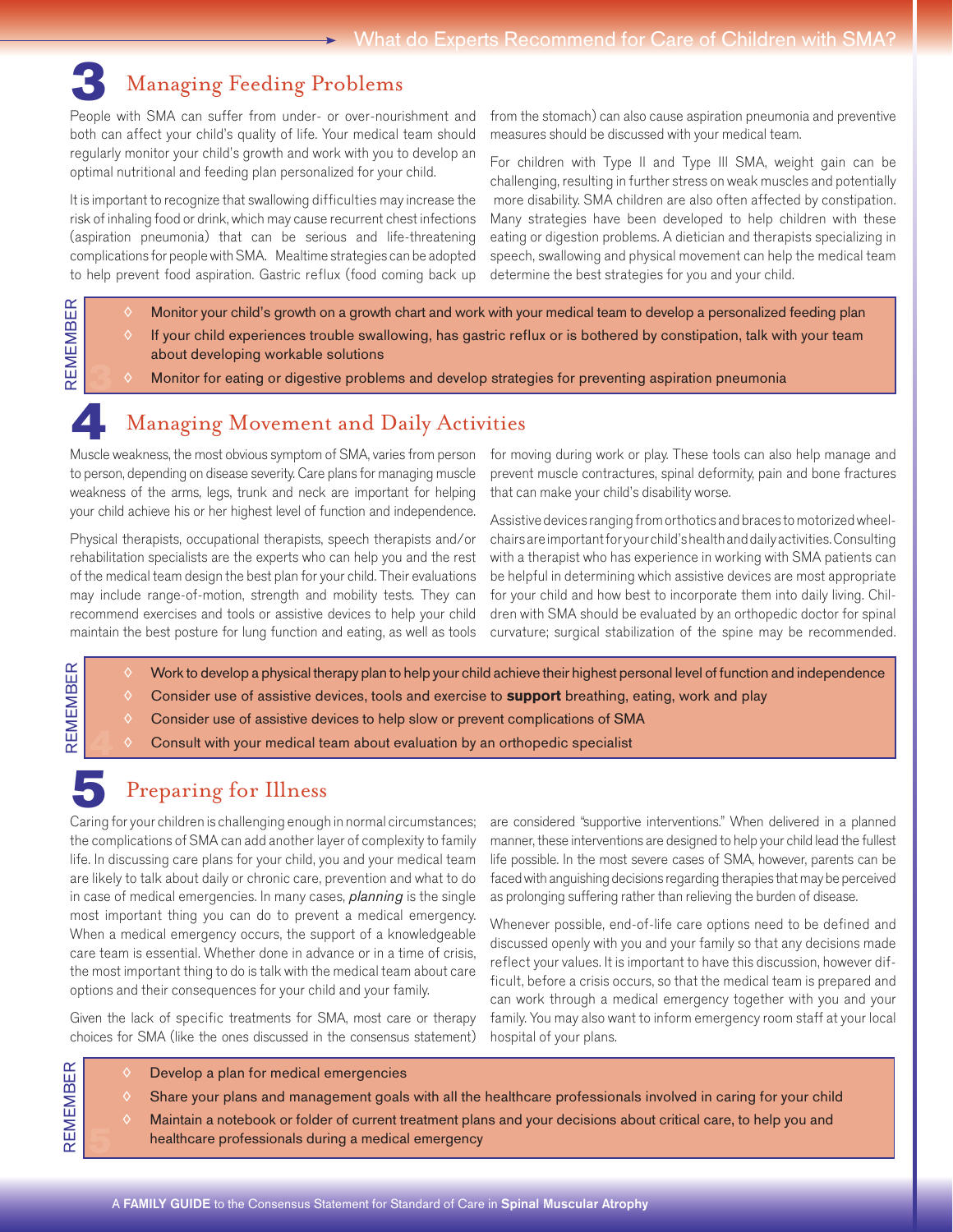## 3 Managing Feeding Problems

People with SMA can suffer from under- or over-nourishment and both can affect your child's quality of life. Your medical team should regularly monitor your child's growth and work with you to develop an optimal nutritional and feeding plan personalized for your child.

It is important to recognize that swallowing difficulties may increase the risk of inhaling food or drink, which may cause recurrent chest infections (aspiration pneumonia) that can be serious and life-threatening complications for people with SMA. Mealtime strategies can be adopted to help prevent food aspiration. Gastric reflux (food coming back up from the stomach) can also cause aspiration pneumonia and preventive measures should be discussed with your medical team.

For children with Type II and Type III SMA, weight gain can be challenging, resulting in further stress on weak muscles and potentially more disability. SMA children are also often affected by constipation. Many strategies have been developed to help children with these eating or digestion problems. A dietician and therapists specializing in speech, swallowing and physical movement can help the medical team determine the best strategies for you and your child.

**REMEMBER**

- Monitor your child's growth on a growth chart and work with your medical team to develop a personalized feeding plan
- If your child experiences trouble swallowing, has gastric reflux or is bothered by constipation, talk with your team about developing workable solutions
- Monitor for eating or digestive problems and develop strategies for preventing aspiration pneumonia

## 4 Managing Movement and Daily Activities

Muscle weakness, the most obvious symptom of SMA, varies from person to person, depending on disease severity. Care plans for managing muscle weakness of the arms, legs, trunk and neck are important for helping your child achieve his or her highest level of function and independence.

Physical therapists, occupational therapists, speech therapists and/or rehabilitation specialists are the experts who can help you and the rest of the medical team design the best plan for your child. Their evaluations may include range-of-motion, strength and mobility tests. They can recommend exercises and tools or assistive devices to help your child maintain the best posture for lung function and eating, as well as tools for moving during work or play. These tools can also help manage and prevent muscle contractures, spinal deformity, pain and bone fractures that can make your child's disability worse.

Assistive devices ranging from orthotics and braces to motorized wheelchairs are important for your child's health and daily activities. Consulting with a therapist who has experience in working with SMA patients can be helpful in determining which assistive devices are most appropriate for your child and how best to incorporate them into daily living. Children with SMA should be evaluated by an orthopedic doctor for spinal curvature; surgical stabilization of the spine may be recommended.

**REMEMBER**

- Work to develop a physical therapy plan to help your child achieve their highest personal level of function and independence
- Consider use of assistive devices, tools and exercise to **support** breathing, eating, work and play
- Consider use of assistive devices to help slow or prevent complications of SMA
- Consult with your medical team about evaluation by an orthopedic specialist

## 5 Preparing for Illness

Caring for your children is challenging enough in normal circumstances; the complications of SMA can add another layer of complexity to family life. In discussing care plans for your child, you and your medical team are likely to talk about daily or chronic care, prevention and what to do in case of medical emergencies. In many cases, *planning* is the single most important thing you can do to prevent a medical emergency. When a medical emergency occurs, the support of a knowledgeable care team is essential. Whether done in advance or in a time of crisis, the most important thing to do is talk with the medical team about care options and their consequences for your child and your family.

Given the lack of specific treatments for SMA, most care or therapy choices for SMA (like the ones discussed in the consensus statement) are considered "supportive interventions." When delivered in a planned manner, these interventions are designed to help your child lead the fullest life possible. In the most severe cases of SMA, however, parents can be faced with anguishing decisions regarding therapies that may be perceived as prolonging suffering rather than relieving the burden of disease.

Whenever possible, end-of-life care options need to be defined and discussed openly with you and your family so that any decisions made reflect your values. It is important to have this discussion, however difficult, before a crisis occurs, so that the medical team is prepared and can work through a medical emergency together with you and your family. You may also want to inform emergency room staff at your local hospital of your plans.

**REMEMBER**

- Develop a plan for medical emergencies
- Share your plans and management goals with all the healthcare professionals involved in caring for your child
- Maintain a notebook or folder of current treatment plans and your decisions about critical care, to help you and healthcare professionals during a medical emergency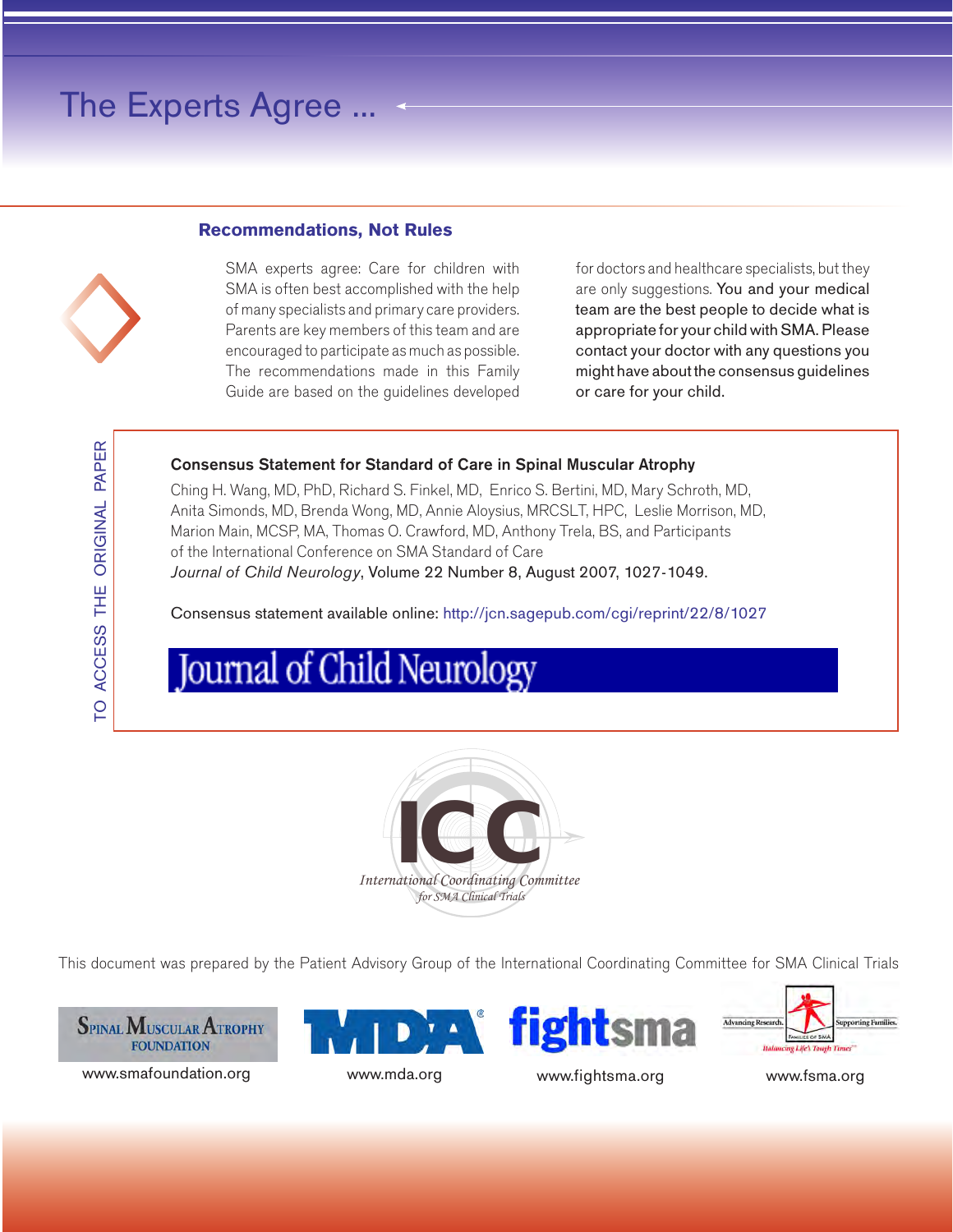# The Experts Agree ...

## Recommendations, Not Rules

SMA experts agree: Care for children with SMA is often best accomplished with the help of many specialists and primary care providers. Parents are key members of this team and are encouraged to participate as much as possible. The recommendations made in this Family Guide are based on the guidelines developed for doctors and healthcare specialists, but they are only suggestions. You and your medical team are the best people to decide what is appropriate for your child with SMA. Please contact your doctor with any questions you might have about the consensus guidelines or care for your child.

TO ACCESS THE ORIGINAL PAPER

**Consensus Statement for Standard of Care in Spinal Muscular Atrophy**

Ching H. Wang, MD, PhD, Richard S. Finkel, MD, Enrico S. Bertini, MD, Mary Schroth, MD, Anita Simonds, MD, Brenda Wong, MD, Annie Aloysius, MRCSLT, HPC, Leslie Morrison, MD, Marion Main, MCSP, MA, Thomas O. Crawford, MD, Anthony Trela, BS, and Participants of the International Conference on SMA Standard of Care
*Journal of Child Neurology*, Volume 22 Number 8, August 2007, 1027-1049.

Consensus statement available online: http://jcn.sagepub.com/cgi/reprint/22/8/1027

Journal of Child Neurology

ICC
International Coordinating Committee
for SMA Clinical Trials

This document was prepared by the Patient Advisory Group of the International Coordinating Committee for SMA Clinical Trials

Spinal Muscular Atrophy Foundation — www.smafoundation.org

MDA — www.mda.org

fightsma — www.fightsma.org

Advancing Research. Families of SMA. Supporting Families. Balancing Life's Tough Times — www.fsma.org